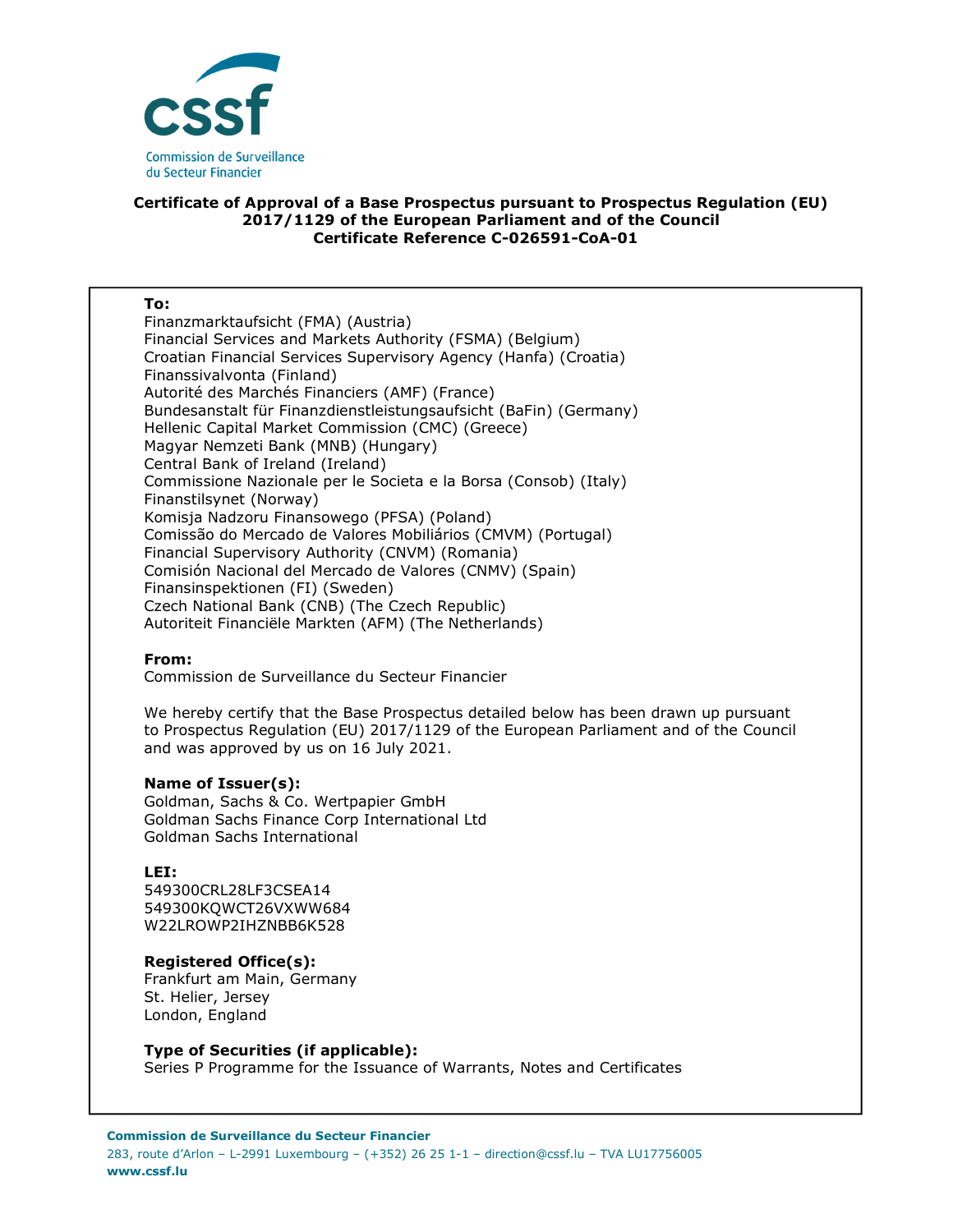Commission de Surveillance du Secteur Financier

**Certificate of Approval of a Base Prospectus pursuant to Prospectus Regulation (EU) 2017/1129 of the European Parliament and of the Council**
**Certificate Reference C-026591-CoA-01**

**To:**
Finanzmarktaufsicht (FMA) (Austria)
Financial Services and Markets Authority (FSMA) (Belgium)
Croatian Financial Services Supervisory Agency (Hanfa) (Croatia)
Finanssivalvonta (Finland)
Autorité des Marchés Financiers (AMF) (France)
Bundesanstalt für Finanzdienstleistungsaufsicht (BaFin) (Germany)
Hellenic Capital Market Commission (CMC) (Greece)
Magyar Nemzeti Bank (MNB) (Hungary)
Central Bank of Ireland (Ireland)
Commissione Nazionale per le Societa e la Borsa (Consob) (Italy)
Finanstilsynet (Norway)
Komisja Nadzoru Finansowego (PFSA) (Poland)
Comissão do Mercado de Valores Mobiliários (CMVM) (Portugal)
Financial Supervisory Authority (CNVM) (Romania)
Comisión Nacional del Mercado de Valores (CNMV) (Spain)
Finansinspektionen (FI) (Sweden)
Czech National Bank (CNB) (The Czech Republic)
Autoriteit Financiële Markten (AFM) (The Netherlands)

**From:**
Commission de Surveillance du Secteur Financier

We hereby certify that the Base Prospectus detailed below has been drawn up pursuant to Prospectus Regulation (EU) 2017/1129 of the European Parliament and of the Council and was approved by us on 16 July 2021.

**Name of Issuer(s):**
Goldman, Sachs & Co. Wertpapier GmbH
Goldman Sachs Finance Corp International Ltd
Goldman Sachs International

**LEI:**
549300CRL28LF3CSEA14
549300KQWCT26VXWW684
W22LROWP2IHZNBB6K528

**Registered Office(s):**
Frankfurt am Main, Germany
St. Helier, Jersey
London, England

**Type of Securities (if applicable):**
Series P Programme for the Issuance of Warrants, Notes and Certificates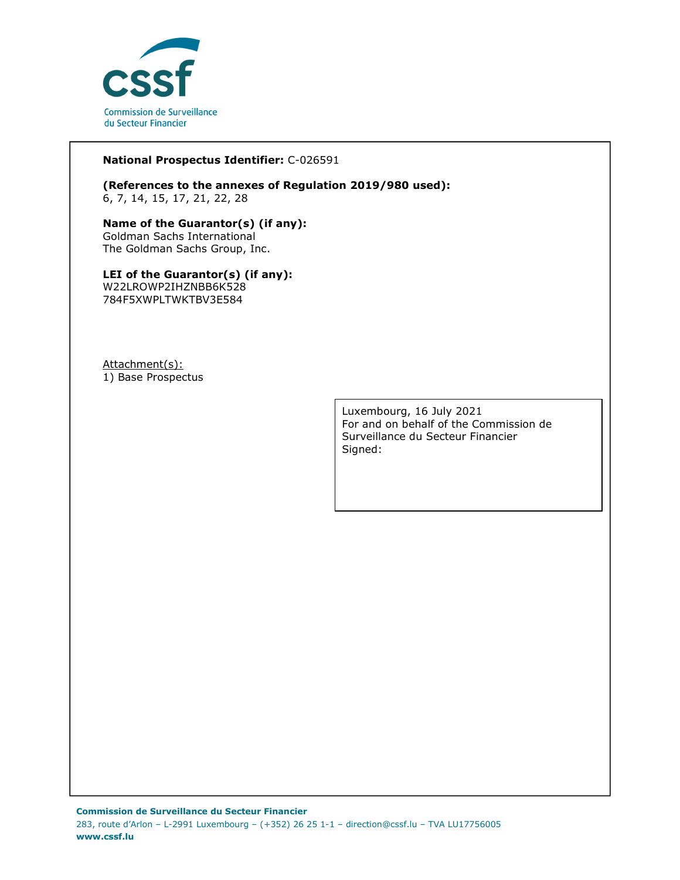cssf

Commission de Surveillance du Secteur Financier

**National Prospectus Identifier:** C-026591

**(References to the annexes of Regulation 2019/980 used):**
6, 7, 14, 15, 17, 21, 22, 28

**Name of the Guarantor(s) (if any):**
Goldman Sachs International
The Goldman Sachs Group, Inc.

**LEI of the Guarantor(s) (if any):**
W22LROWP2IHZNBB6K528
784F5XWPLTWKTBV3E584

Attachment(s):
1) Base Prospectus

Luxembourg, 16 July 2021
For and on behalf of the Commission de Surveillance du Secteur Financier
Signed:

**Commission de Surveillance du Secteur Financier**
283, route d'Arlon – L-2991 Luxembourg – (+352) 26 25 1-1 – direction@cssf.lu – TVA LU17756005
**www.cssf.lu**